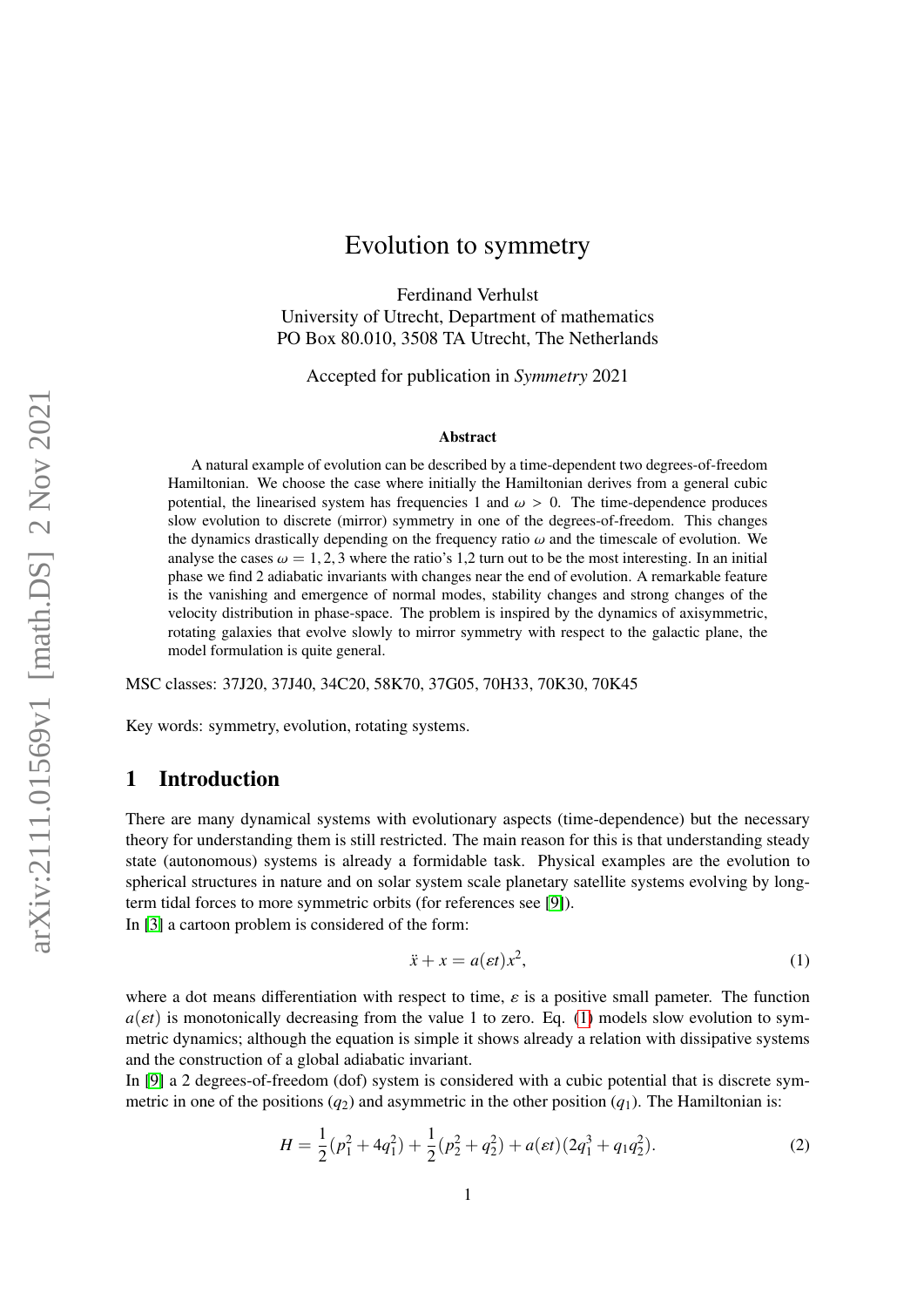# Evolution to symmetry

Ferdinand Verhulst
University of Utrecht, Department of mathematics
PO Box 80.010, 3508 TA Utrecht, The Netherlands

Accepted for publication in *Symmetry* 2021

### Abstract

A natural example of evolution can be described by a time-dependent two degrees-of-freedom Hamiltonian. We choose the case where initially the Hamiltonian derives from a general cubic potential, the linearised system has frequencies 1 and $\omega > 0$. The time-dependence produces slow evolution to discrete (mirror) symmetry in one of the degrees-of-freedom. This changes the dynamics drastically depending on the frequency ratio $\omega$ and the timescale of evolution. We analyse the cases $\omega = 1, 2, 3$ where the ratio's 1,2 turn out to be the most interesting. In an initial phase we find 2 adiabatic invariants with changes near the end of evolution. A remarkable feature is the vanishing and emergence of normal modes, stability changes and strong changes of the velocity distribution in phase-space. The problem is inspired by the dynamics of axisymmetric, rotating galaxies that evolve slowly to mirror symmetry with respect to the galactic plane, the model formulation is quite general.

MSC classes: 37J20, 37J40, 34C20, 58K70, 37G05, 70H33, 70K30, 70K45

Key words: symmetry, evolution, rotating systems.

## 1 Introduction

There are many dynamical systems with evolutionary aspects (time-dependence) but the necessary theory for understanding them is still restricted. The main reason for this is that understanding steady state (autonomous) systems is already a formidable task. Physical examples are the evolution to spherical structures in nature and on solar system scale planetary satellite systems evolving by long-term tidal forces to more symmetric orbits (for references see [9]).

In [3] a cartoon problem is considered of the form:

$$\ddot{x} + x = a(\varepsilon t)x^2, \tag{1}$$

where a dot means differentiation with respect to time, $\varepsilon$ is a positive small pameter. The function $a(\varepsilon t)$ is monotonically decreasing from the value 1 to zero. Eq. (1) models slow evolution to symmetric dynamics; although the equation is simple it shows already a relation with dissipative systems and the construction of a global adiabatic invariant.

In [9] a 2 degrees-of-freedom (dof) system is considered with a cubic potential that is discrete symmetric in one of the positions ($q_2$) and asymmetric in the other position ($q_1$). The Hamiltonian is:

$$H = \frac{1}{2}(p_1^2 + 4q_1^2) + \frac{1}{2}(p_2^2 + q_2^2) + a(\varepsilon t)(2q_1^3 + q_1 q_2^2). \tag{2}$$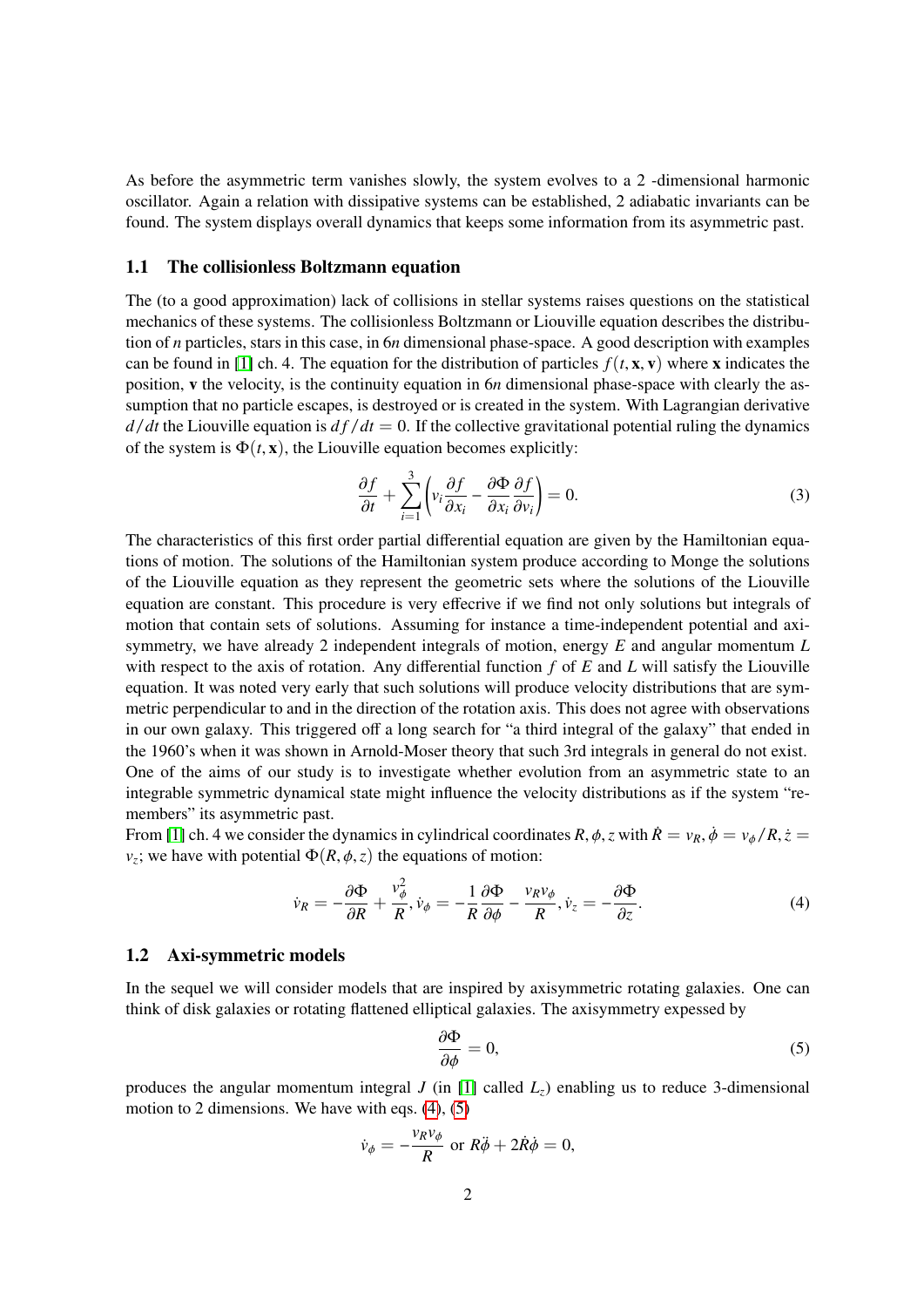As before the asymmetric term vanishes slowly, the system evolves to a 2 -dimensional harmonic oscillator. Again a relation with dissipative systems can be established, 2 adiabatic invariants can be found. The system displays overall dynamics that keeps some information from its asymmetric past.

## 1.1 The collisionless Boltzmann equation

The (to a good approximation) lack of collisions in stellar systems raises questions on the statistical mechanics of these systems. The collisionless Boltzmann or Liouville equation describes the distribution of $n$ particles, stars in this case, in $6n$ dimensional phase-space. A good description with examples can be found in [1] ch. 4. The equation for the distribution of particles $f(t, \mathbf{x}, \mathbf{v})$ where $\mathbf{x}$ indicates the position, $\mathbf{v}$ the velocity, is the continuity equation in $6n$ dimensional phase-space with clearly the assumption that no particle escapes, is destroyed or is created in the system. With Lagrangian derivative $d/dt$ the Liouville equation is $df/dt = 0$. If the collective gravitational potential ruling the dynamics of the system is $\Phi(t, \mathbf{x})$, the Liouville equation becomes explicitly:

$$\frac{\partial f}{\partial t} + \sum_{i=1}^{3} \left( v_i \frac{\partial f}{\partial x_i} - \frac{\partial \Phi}{\partial x_i} \frac{\partial f}{\partial v_i} \right) = 0. \tag{3}$$

The characteristics of this first order partial differential equation are given by the Hamiltonian equations of motion. The solutions of the Hamiltonian system produce according to Monge the solutions of the Liouville equation as they represent the geometric sets where the solutions of the Liouville equation are constant. This procedure is very effective if we find not only solutions but integrals of motion that contain sets of solutions. Assuming for instance a time-independent potential and axi-symmetry, we have already 2 independent integrals of motion, energy $E$ and angular momentum $L$ with respect to the axis of rotation. Any differential function $f$ of $E$ and $L$ will satisfy the Liouville equation. It was noted very early that such solutions will produce velocity distributions that are symmetric perpendicular to and in the direction of the rotation axis. This does not agree with observations in our own galaxy. This triggered off a long search for "a third integral of the galaxy" that ended in the 1960's when it was shown in Arnold-Moser theory that such 3rd integrals in general do not exist. One of the aims of our study is to investigate whether evolution from an asymmetric state to an integrable symmetric dynamical state might influence the velocity distributions as if the system "remembers" its asymmetric past.

From [1] ch. 4 we consider the dynamics in cylindrical coordinates $R, \phi, z$ with $\dot{R} = v_R, \dot{\phi} = v_\phi / R, \dot{z} = v_z$; we have with potential $\Phi(R, \phi, z)$ the equations of motion:

$$\dot{v}_R = -\frac{\partial \Phi}{\partial R} + \frac{v_\phi^2}{R}, \dot{v}_\phi = -\frac{1}{R}\frac{\partial \Phi}{\partial \phi} - \frac{v_R v_\phi}{R}, \dot{v}_z = -\frac{\partial \Phi}{\partial z}. \tag{4}$$

## 1.2 Axi-symmetric models

In the sequel we will consider models that are inspired by axisymmetric rotating galaxies. One can think of disk galaxies or rotating flattened elliptical galaxies. The axisymmetry expessed by

$$\frac{\partial \Phi}{\partial \phi} = 0, \tag{5}$$

produces the angular momentum integral $J$ (in [1] called $L_z$) enabling us to reduce 3-dimensional motion to 2 dimensions. We have with eqs. (4), (5)

$$\dot{v}_\phi = -\frac{v_R v_\phi}{R} \text{ or } R\ddot{\phi} + 2\dot{R}\dot{\phi} = 0,$$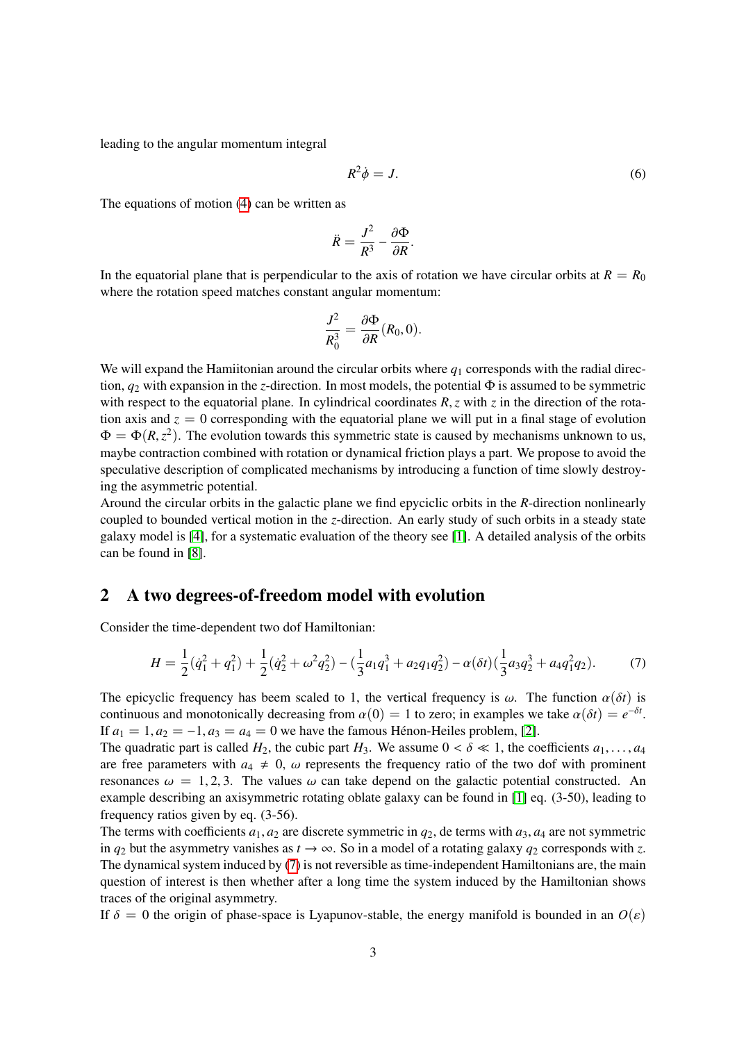leading to the angular momentum integral

$$R^2\dot{\phi} = J. \tag{6}$$

The equations of motion (4) can be written as

$$\ddot{R} = \frac{J^2}{R^3} - \frac{\partial \Phi}{\partial R}.$$

In the equatorial plane that is perpendicular to the axis of rotation we have circular orbits at $R = R_0$ where the rotation speed matches constant angular momentum:

$$\frac{J^2}{R_0^3} = \frac{\partial \Phi}{\partial R}(R_0, 0).$$

We will expand the Hamiitonian around the circular orbits where $q_1$ corresponds with the radial direction, $q_2$ with expansion in the $z$-direction. In most models, the potential $\Phi$ is assumed to be symmetric with respect to the equatorial plane. In cylindrical coordinates $R, z$ with $z$ in the direction of the rotation axis and $z = 0$ corresponding with the equatorial plane we will put in a final stage of evolution $\Phi = \Phi(R, z^2)$. The evolution towards this symmetric state is caused by mechanisms unknown to us, maybe contraction combined with rotation or dynamical friction plays a part. We propose to avoid the speculative description of complicated mechanisms by introducing a function of time slowly destroying the asymmetric potential.
Around the circular orbits in the galactic plane we find epyciclic orbits in the $R$-direction nonlinearly coupled to bounded vertical motion in the $z$-direction. An early study of such orbits in a steady state galaxy model is [4], for a systematic evaluation of the theory see [1]. A detailed analysis of the orbits can be found in [8].

## 2 A two degrees-of-freedom model with evolution

Consider the time-dependent two dof Hamiltonian:

$$H = \frac{1}{2}(\dot{q}_1^2 + q_1^2) + \frac{1}{2}(\dot{q}_2^2 + \omega^2 q_2^2) - (\frac{1}{3}a_1 q_1^3 + a_2 q_1 q_2^2) - \alpha(\delta t)(\frac{1}{3}a_3 q_2^3 + a_4 q_1^2 q_2). \tag{7}$$

The epicyclic frequency has beem scaled to 1, the vertical frequency is $\omega$. The function $\alpha(\delta t)$ is continuous and monotonically decreasing from $\alpha(0) = 1$ to zero; in examples we take $\alpha(\delta t) = e^{-\delta t}$. If $a_1 = 1, a_2 = -1, a_3 = a_4 = 0$ we have the famous Hénon-Heiles problem, [2].
The quadratic part is called $H_2$, the cubic part $H_3$. We assume $0 < \delta \ll 1$, the coefficients $a_1, \ldots, a_4$ are free parameters with $a_4 \neq 0$, $\omega$ represents the frequency ratio of the two dof with prominent resonances $\omega = 1, 2, 3$. The values $\omega$ can take depend on the galactic potential constructed. An example describing an axisymmetric rotating oblate galaxy can be found in [1] eq. (3-50), leading to frequency ratios given by eq. (3-56).
The terms with coefficients $a_1, a_2$ are discrete symmetric in $q_2$, de terms with $a_3, a_4$ are not symmetric in $q_2$ but the asymmetry vanishes as $t \to \infty$. So in a model of a rotating galaxy $q_2$ corresponds with $z$. The dynamical system induced by (7) is not reversible as time-independent Hamiltonians are, the main question of interest is then whether after a long time the system induced by the Hamiltonian shows traces of the original asymmetry.
If $\delta = 0$ the origin of phase-space is Lyapunov-stable, the energy manifold is bounded in an $O(\varepsilon)$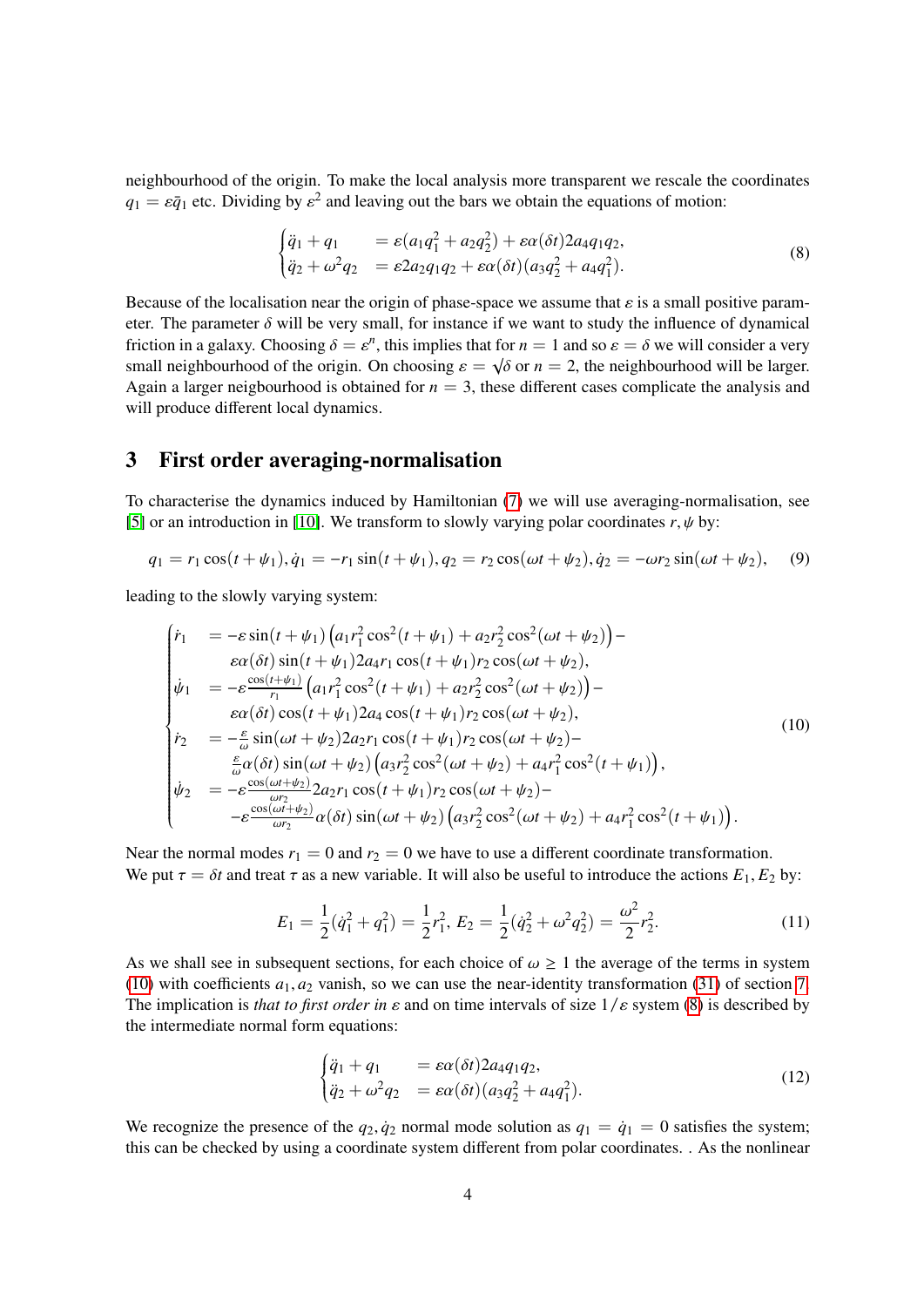neighbourhood of the origin. To make the local analysis more transparent we rescale the coordinates $q_1 = \varepsilon \bar{q}_1$ etc. Dividing by $\varepsilon^2$ and leaving out the bars we obtain the equations of motion:

$$
\begin{cases}
\ddot{q}_1 + q_1 & = \varepsilon(a_1 q_1^2 + a_2 q_2^2) + \varepsilon \alpha(\delta t) 2 a_4 q_1 q_2, \\
\ddot{q}_2 + \omega^2 q_2 & = \varepsilon 2 a_2 q_1 q_2 + \varepsilon \alpha(\delta t)(a_3 q_2^2 + a_4 q_1^2).
\end{cases}
\tag{8}
$$

Because of the localisation near the origin of phase-space we assume that $\varepsilon$ is a small positive parameter. The parameter $\delta$ will be very small, for instance if we want to study the influence of dynamical friction in a galaxy. Choosing $\delta = \varepsilon^n$, this implies that for $n = 1$ and so $\varepsilon = \delta$ we will consider a very small neighbourhood of the origin. On choosing $\varepsilon = \sqrt{\delta}$ or $n = 2$, the neighbourhood will be larger. Again a larger neigbourhood is obtained for $n = 3$, these different cases complicate the analysis and will produce different local dynamics.

## 3 First order averaging-normalisation

To characterise the dynamics induced by Hamiltonian (7) we will use averaging-normalisation, see [5] or an introduction in [10]. We transform to slowly varying polar coordinates $r, \psi$ by:

$$
q_1 = r_1 \cos(t + \psi_1), \dot{q}_1 = -r_1 \sin(t + \psi_1), q_2 = r_2 \cos(\omega t + \psi_2), \dot{q}_2 = -\omega r_2 \sin(\omega t + \psi_2), \tag{9}
$$

leading to the slowly varying system:

$$
\begin{cases}
\dot{r}_1 & = -\varepsilon \sin(t + \psi_1)\left(a_1 r_1^2 \cos^2(t + \psi_1) + a_2 r_2^2 \cos^2(\omega t + \psi_2)\right) - \\
& \quad \varepsilon \alpha(\delta t) \sin(t + \psi_1) 2 a_4 r_1 \cos(t + \psi_1) r_2 \cos(\omega t + \psi_2), \\
\dot{\psi}_1 & = -\varepsilon \frac{\cos(t+\psi_1)}{r_1}\left(a_1 r_1^2 \cos^2(t + \psi_1) + a_2 r_2^2 \cos^2(\omega t + \psi_2)\right) - \\
& \quad \varepsilon \alpha(\delta t) \cos(t + \psi_1) 2 a_4 \cos(t + \psi_1) r_2 \cos(\omega t + \psi_2), \\
\dot{r}_2 & = -\frac{\varepsilon}{\omega} \sin(\omega t + \psi_2) 2 a_2 r_1 \cos(t + \psi_1) r_2 \cos(\omega t + \psi_2) - \\
& \quad \frac{\varepsilon}{\omega} \alpha(\delta t) \sin(\omega t + \psi_2)\left(a_3 r_2^2 \cos^2(\omega t + \psi_2) + a_4 r_1^2 \cos^2(t + \psi_1)\right), \\
\dot{\psi}_2 & = -\varepsilon \frac{\cos(\omega t + \psi_2)}{\omega r_2} 2 a_2 r_1 \cos(t + \psi_1) r_2 \cos(\omega t + \psi_2) - \\
& \quad -\varepsilon \frac{\cos(\omega t + \psi_2)}{\omega r_2} \alpha(\delta t) \sin(\omega t + \psi_2)\left(a_3 r_2^2 \cos^2(\omega t + \psi_2) + a_4 r_1^2 \cos^2(t + \psi_1)\right).
\end{cases}
\tag{10}
$$

Near the normal modes $r_1 = 0$ and $r_2 = 0$ we have to use a different coordinate transformation.
We put $\tau = \delta t$ and treat $\tau$ as a new variable. It will also be useful to introduce the actions $E_1, E_2$ by:

$$
E_1 = \frac{1}{2}(\dot{q}_1^2 + q_1^2) = \frac{1}{2} r_1^2,\ E_2 = \frac{1}{2}(\dot{q}_2^2 + \omega^2 q_2^2) = \frac{\omega^2}{2} r_2^2. \tag{11}
$$

As we shall see in subsequent sections, for each choice of $\omega \geq 1$ the average of the terms in system (10) with coefficients $a_1, a_2$ vanish, so we can use the near-identity transformation (31) of section 7. The implication is *that to first order in* $\varepsilon$ and on time intervals of size $1/\varepsilon$ system (8) is described by the intermediate normal form equations:

$$
\begin{cases}
\ddot{q}_1 + q_1 & = \varepsilon \alpha(\delta t) 2 a_4 q_1 q_2, \\
\ddot{q}_2 + \omega^2 q_2 & = \varepsilon \alpha(\delta t)(a_3 q_2^2 + a_4 q_1^2).
\end{cases}
\tag{12}
$$

We recognize the presence of the $q_2, \dot{q}_2$ normal mode solution as $q_1 = \dot{q}_1 = 0$ satisfies the system; this can be checked by using a coordinate system different from polar coordinates. . As the nonlinear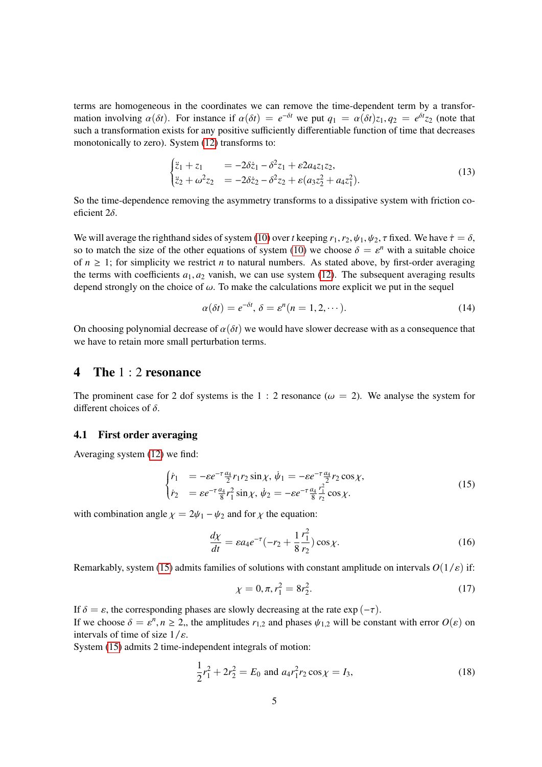terms are homogeneous in the coordinates we can remove the time-dependent term by a transformation involving $\alpha(\delta t)$. For instance if $\alpha(\delta t) = e^{-\delta t}$ we put $q_1 = \alpha(\delta t) z_1, q_2 = e^{\delta t} z_2$ (note that such a transformation exists for any positive sufficiently differentiable function of time that decreases monotonically to zero). System (12) transforms to:

$$
\begin{cases}
\ddot{z}_1 + z_1 & = -2\delta \dot{z}_1 - \delta^2 z_1 + \varepsilon 2 a_4 z_1 z_2, \\
\ddot{z}_2 + \omega^2 z_2 & = -2\delta \dot{z}_2 - \delta^2 z_2 + \varepsilon (a_3 z_2^2 + a_4 z_1^2).
\end{cases}
\tag{13}
$$

So the time-dependence removing the asymmetry transforms to a dissipative system with friction coeficient $2\delta$.

We will average the righthand sides of system (10) over $t$ keeping $r_1, r_2, \psi_1, \psi_2, \tau$ fixed. We have $\dot{\tau} = \delta$, so to match the size of the other equations of system (10) we choose $\delta = \varepsilon^n$ with a suitable choice of $n \geq 1$; for simplicity we restrict $n$ to natural numbers. As stated above, by first-order averaging the terms with coefficients $a_1, a_2$ vanish, we can use system (12). The subsequent averaging results depend strongly on the choice of $\omega$. To make the calculations more explicit we put in the sequel

$$
\alpha(\delta t) = e^{-\delta t}, \ \delta = \varepsilon^n (n = 1, 2, \cdots). \tag{14}
$$

On choosing polynomial decrease of $\alpha(\delta t)$ we would have slower decrease with as a consequence that we have to retain more small perturbation terms.

## 4 The $1:2$ resonance

The prominent case for 2 dof systems is the $1:2$ resonance ($\omega = 2$). We analyse the system for different choices of $\delta$.

### 4.1 First order averaging

Averaging system (12) we find:

$$
\begin{cases}
\dot{r}_1 & = -\varepsilon e^{-\tau} \frac{a_4}{2} r_1 r_2 \sin\chi, \ \dot{\psi}_1 = -\varepsilon e^{-\tau} \frac{a_4}{2} r_2 \cos\chi, \\
\dot{r}_2 & = \varepsilon e^{-\tau} \frac{a_4}{8} r_1^2 \sin\chi, \ \dot{\psi}_2 = -\varepsilon e^{-\tau} \frac{a_4}{8} \frac{r_1^2}{r_2} \cos\chi.
\end{cases}
\tag{15}
$$

with combination angle $\chi = 2\psi_1 - \psi_2$ and for $\chi$ the equation:

$$
\frac{d\chi}{dt} = \varepsilon a_4 e^{-\tau} (-r_2 + \frac{1}{8} \frac{r_1^2}{r_2}) \cos\chi. \tag{16}
$$

Remarkably, system (15) admits families of solutions with constant amplitude on intervals $O(1/\varepsilon)$ if:

$$
\chi = 0, \pi, r_1^2 = 8 r_2^2. \tag{17}
$$

If $\delta = \varepsilon$, the corresponding phases are slowly decreasing at the rate $\exp(-\tau)$.
If we choose $\delta = \varepsilon^n, n \geq 2$,, the amplitudes $r_{1,2}$ and phases $\psi_{1,2}$ will be constant with error $O(\varepsilon)$ on intervals of time of size $1/\varepsilon$.
System (15) admits 2 time-independent integrals of motion:

$$
\frac{1}{2} r_1^2 + 2 r_2^2 = E_0 \text{ and } a_4 r_1^2 r_2 \cos\chi = I_3, \tag{18}
$$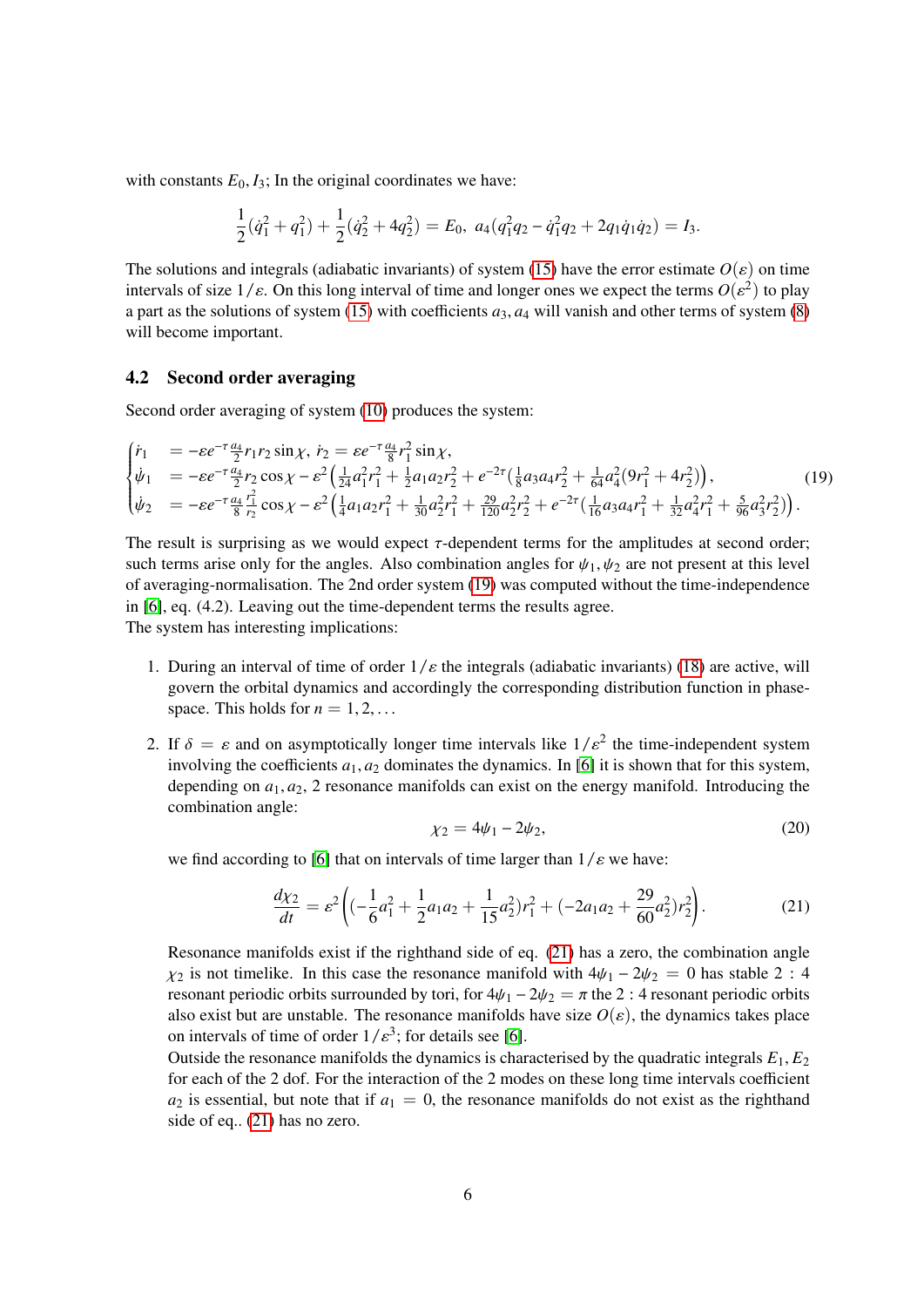with constants $E_0, I_3$; In the original coordinates we have:

$$\frac{1}{2}(\dot{q}_1^2 + q_1^2) + \frac{1}{2}(\dot{q}_2^2 + 4q_2^2) = E_0,\ a_4(q_1^2 q_2 - \dot{q}_1^2 q_2 + 2q_1\dot{q}_1\dot{q}_2) = I_3.$$

The solutions and integrals (adiabatic invariants) of system (15) have the error estimate $O(\varepsilon)$ on time intervals of size $1/\varepsilon$. On this long interval of time and longer ones we expect the terms $O(\varepsilon^2)$ to play a part as the solutions of system (15) with coefficients $a_3, a_4$ will vanish and other terms of system (8) will become important.

### 4.2 Second order averaging

Second order averaging of system (10) produces the system:

$$\begin{cases} \dot{r}_1 & = -\varepsilon e^{-\tau}\frac{a_4}{2} r_1 r_2 \sin\chi,\ \dot{r}_2 = \varepsilon e^{-\tau}\frac{a_4}{8} r_1^2 \sin\chi, \\ \dot{\psi}_1 & = -\varepsilon e^{-\tau}\frac{a_4}{2} r_2 \cos\chi - \varepsilon^2\left(\frac{1}{24}a_1^2 r_1^2 + \frac{1}{2}a_1 a_2 r_2^2 + e^{-2\tau}(\frac{1}{8}a_3 a_4 r_2^2 + \frac{1}{64}a_4^2(9r_1^2 + 4r_2^2)\right), \\ \dot{\psi}_2 & = -\varepsilon e^{-\tau}\frac{a_4}{8}\frac{r_1^2}{r_2}\cos\chi - \varepsilon^2\left(\frac{1}{4}a_1 a_2 r_1^2 + \frac{1}{30}a_2^2 r_1^2 + \frac{29}{120}a_2^2 r_2^2 + e^{-2\tau}(\frac{1}{16}a_3 a_4 r_1^2 + \frac{1}{32}a_4^2 r_1^2 + \frac{5}{96}a_3^2 r_2^2)\right). \end{cases} \tag{19}$$

The result is surprising as we would expect $\tau$-dependent terms for the amplitudes at second order; such terms arise only for the angles. Also combination angles for $\psi_1, \psi_2$ are not present at this level of averaging-normalisation. The 2nd order system (19) was computed without the time-independence in [6], eq. (4.2). Leaving out the time-dependent terms the results agree.
The system has interesting implications:

1. During an interval of time of order $1/\varepsilon$ the integrals (adiabatic invariants) (18) are active, will govern the orbital dynamics and accordingly the corresponding distribution function in phase-space. This holds for $n = 1, 2, \ldots$

2. If $\delta = \varepsilon$ and on asymptotically longer time intervals like $1/\varepsilon^2$ the time-independent system involving the coefficients $a_1, a_2$ dominates the dynamics. In [6] it is shown that for this system, depending on $a_1, a_2$, 2 resonance manifolds can exist on the energy manifold. Introducing the combination angle:
$$\chi_2 = 4\psi_1 - 2\psi_2, \tag{20}$$
we find according to [6] that on intervals of time larger than $1/\varepsilon$ we have:
$$\frac{d\chi_2}{dt} = \varepsilon^2\left((-\frac{1}{6}a_1^2 + \frac{1}{2}a_1 a_2 + \frac{1}{15}a_2^2)r_1^2 + (-2a_1 a_2 + \frac{29}{60}a_2^2)r_2^2\right). \tag{21}$$
Resonance manifolds exist if the righthand side of eq. (21) has a zero, the combination angle $\chi_2$ is not timelike. In this case the resonance manifold with $4\psi_1 - 2\psi_2 = 0$ has stable 2 : 4 resonant periodic orbits surrounded by tori, for $4\psi_1 - 2\psi_2 = \pi$ the 2 : 4 resonant periodic orbits also exist but are unstable. The resonance manifolds have size $O(\varepsilon)$, the dynamics takes place on intervals of time of order $1/\varepsilon^3$; for details see [6].
Outside the resonance manifolds the dynamics is characterised by the quadratic integrals $E_1, E_2$ for each of the 2 dof. For the interaction of the 2 modes on these long time intervals coefficient $a_2$ is essential, but note that if $a_1 = 0$, the resonance manifolds do not exist as the righthand side of eq.. (21) has no zero.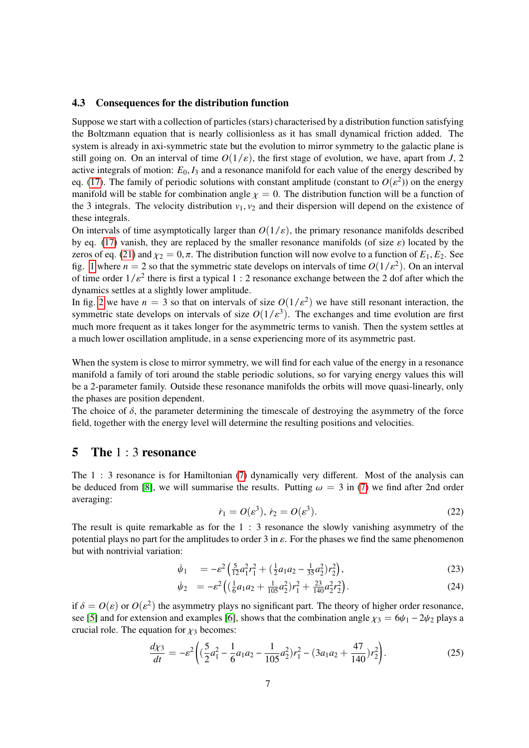### 4.3 Consequences for the distribution function

Suppose we start with a collection of particles (stars) characterised by a distribution function satisfying the Boltzmann equation that is nearly collisionless as it has small dynamical friction added. The system is already in axi-symmetric state but the evolution to mirror symmetry to the galactic plane is still going on. On an interval of time $O(1/\varepsilon)$, the first stage of evolution, we have, apart from $J$, 2 active integrals of motion: $E_0, I_3$ and a resonance manifold for each value of the energy described by eq. (17). The family of periodic solutions with constant amplitude (constant to $O(\varepsilon^2)$) on the energy manifold will be stable for combination angle $\chi = 0$. The distribution function will be a function of the 3 integrals. The velocity distribution $v_1, v_2$ and their dispersion will depend on the existence of these integrals.
On intervals of time asymptotically larger than $O(1/\varepsilon)$, the primary resonance manifolds described by eq. (17) vanish, they are replaced by the smaller resonance manifolds (of size $\varepsilon$) located by the zeros of eq. (21) and $\chi_2 = 0, \pi$. The distribution function will now evolve to a function of $E_1, E_2$. See fig. 1 where $n = 2$ so that the symmetric state develops on intervals of time $O(1/\varepsilon^2)$. On an interval of time order $1/\varepsilon^2$ there is first a typical $1:2$ resonance exchange between the 2 dof after which the dynamics settles at a slightly lower amplitude.
In fig. 2 we have $n = 3$ so that on intervals of size $O(1/\varepsilon^2)$ we have still resonant interaction, the symmetric state develops on intervals of size $O(1/\varepsilon^3)$. The exchanges and time evolution are first much more frequent as it takes longer for the asymmetric terms to vanish. Then the system settles at a much lower oscillation amplitude, in a sense experiencing more of its asymmetric past.

When the system is close to mirror symmetry, we will find for each value of the energy in a resonance manifold a family of tori around the stable periodic solutions, so for varying energy values this will be a 2-parameter family. Outside these resonance manifolds the orbits will move quasi-linearly, only the phases are position dependent.
The choice of $\delta$, the parameter determining the timescale of destroying the asymmetry of the force field, together with the energy level will determine the resulting positions and velocities.

## 5 The $1:3$ resonance

The $1:3$ resonance is for Hamiltonian (7) dynamically very different. Most of the analysis can be deduced from [8], we will summarise the results. Putting $\omega = 3$ in (7) we find after 2nd order averaging:

$$\dot{r}_1 = O(\varepsilon^3),\ \dot{r}_2 = O(\varepsilon^3). \tag{22}$$

The result is quite remarkable as for the $1:3$ resonance the slowly vanishing asymmetry of the potential plays no part for the amplitudes to order 3 in $\varepsilon$. For the phases we find the same phenomenon but with nontrivial variation:

$$\dot{\psi}_1 = -\varepsilon^2\left(\tfrac{5}{12}a_1^2 r_1^2 + (\tfrac{1}{2}a_1 a_2 - \tfrac{1}{35}a_2^2)r_2^2\right), \tag{23}$$

$$\dot{\psi}_2 = -\varepsilon^2\left((\tfrac{1}{6}a_1 a_2 + \tfrac{1}{105}a_2^2)r_1^2 + \tfrac{23}{140}a_2^2 r_2^2\right). \tag{24}$$

if $\delta = O(\varepsilon)$ or $O(\varepsilon^2)$ the asymmetry plays no significant part. The theory of higher order resonance, see [5] and for extension and examples [6], shows that the combination angle $\chi_3 = 6\psi_1 - 2\psi_2$ plays a crucial role. The equation for $\chi_3$ becomes:

$$\frac{d\chi_3}{dt} = -\varepsilon^2\left((\frac{5}{2}a_1^2 - \frac{1}{6}a_1 a_2 - \frac{1}{105}a_2^2)r_1^2 - (3a_1 a_2 + \frac{47}{140})r_2^2\right). \tag{25}$$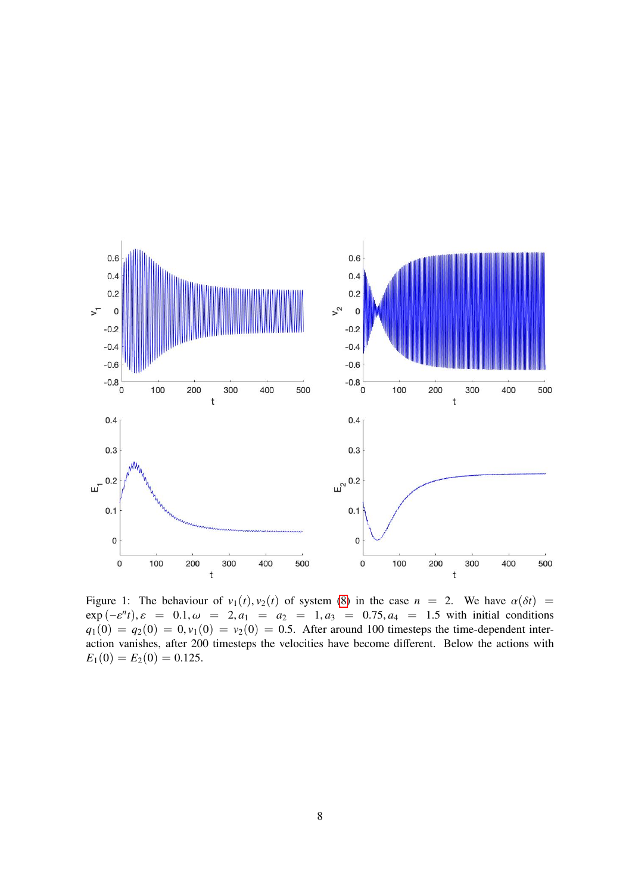Figure 1: The behaviour of $v_1(t), v_2(t)$ of system (8) in the case $n = 2$. We have $\alpha(\delta t) = \exp(-\varepsilon^n t), \varepsilon = 0.1, \omega = 2, a_1 = a_2 = 1, a_3 = 0.75, a_4 = 1.5$ with initial conditions $q_1(0) = q_2(0) = 0, v_1(0) = v_2(0) = 0.5$. After around 100 timesteps the time-dependent interaction vanishes, after 200 timesteps the velocities have become different. Below the actions with $E_1(0) = E_2(0) = 0.125$.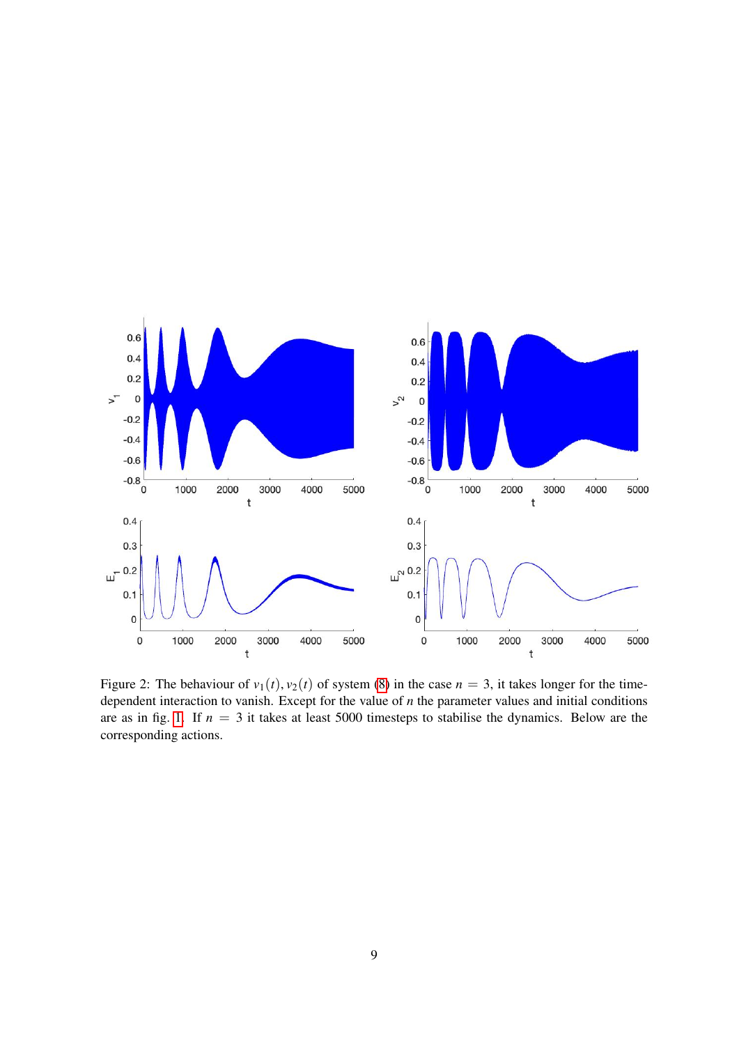Figure 2: The behaviour of $v_1(t), v_2(t)$ of system (8) in the case $n = 3$, it takes longer for the time-dependent interaction to vanish. Except for the value of $n$ the parameter values and initial conditions are as in fig. 1. If $n = 3$ it takes at least 5000 timesteps to stabilise the dynamics. Below are the corresponding actions.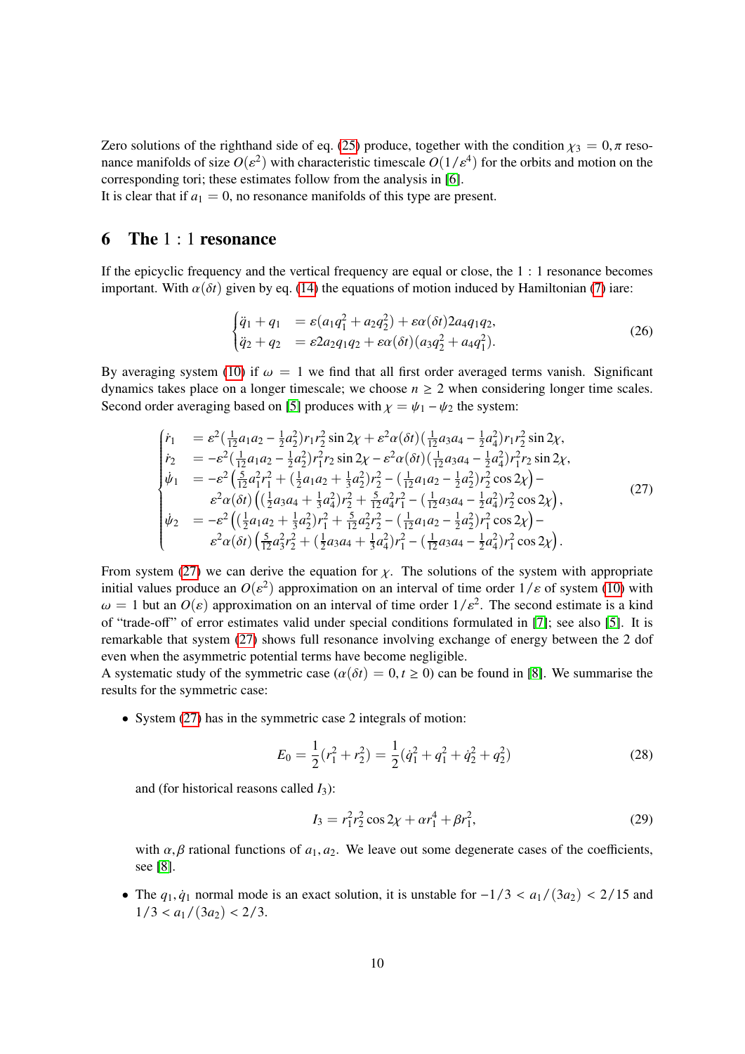Zero solutions of the righthand side of eq. (25) produce, together with the condition $\chi_3 = 0, \pi$ resonance manifolds of size $O(\varepsilon^2)$ with characteristic timescale $O(1/\varepsilon^4)$ for the orbits and motion on the corresponding tori; these estimates follow from the analysis in [6].
It is clear that if $a_1 = 0$, no resonance manifolds of this type are present.

## 6 The $1:1$ resonance

If the epicyclic frequency and the vertical frequency are equal or close, the $1:1$ resonance becomes important. With $\alpha(\delta t)$ given by eq. (14) the equations of motion induced by Hamiltonian (7) iare:

$$
\begin{cases}
\ddot{q}_1 + q_1 &= \varepsilon(a_1 q_1^2 + a_2 q_2^2) + \varepsilon\alpha(\delta t) 2a_4 q_1 q_2, \\
\ddot{q}_2 + q_2 &= \varepsilon 2a_2 q_1 q_2 + \varepsilon\alpha(\delta t)(a_3 q_2^2 + a_4 q_1^2).
\end{cases}
\tag{26}
$$

By averaging system (10) if $\omega = 1$ we find that all first order averaged terms vanish. Significant dynamics takes place on a longer timescale; we choose $n \geq 2$ when considering longer time scales. Second order averaging based on [5] produces with $\chi = \psi_1 - \psi_2$ the system:

$$
\begin{cases}
\dot{r}_1 &= \varepsilon^2(\frac{1}{12}a_1 a_2 - \frac{1}{2}a_2^2) r_1 r_2^2 \sin 2\chi + \varepsilon^2\alpha(\delta t)(\frac{1}{12}a_3 a_4 - \frac{1}{2}a_4^2) r_1 r_2^2 \sin 2\chi, \\
\dot{r}_2 &= -\varepsilon^2(\frac{1}{12}a_1 a_2 - \frac{1}{2}a_2^2) r_1^2 r_2 \sin 2\chi - \varepsilon^2\alpha(\delta t)(\frac{1}{12}a_3 a_4 - \frac{1}{2}a_4^2) r_1^2 r_2 \sin 2\chi, \\
\dot{\psi}_1 &= -\varepsilon^2\left(\frac{5}{12}a_1^2 r_1^2 + (\frac{1}{2}a_1 a_2 + \frac{1}{3}a_2^2) r_2^2 - (\frac{1}{12}a_1 a_2 - \frac{1}{2}a_2^2) r_2^2 \cos 2\chi\right) - \\
&\quad \varepsilon^2\alpha(\delta t)\left((\frac{1}{2}a_3 a_4 + \frac{1}{3}a_4^2) r_2^2 + \frac{5}{12}a_4^2 r_1^2 - (\frac{1}{12}a_3 a_4 - \frac{1}{2}a_4^2) r_2^2 \cos 2\chi\right), \\
\dot{\psi}_2 &= -\varepsilon^2\left((\frac{1}{2}a_1 a_2 + \frac{1}{3}a_2^2) r_1^2 + \frac{5}{12}a_2^2 r_2^2 - (\frac{1}{12}a_1 a_2 - \frac{1}{2}a_2^2) r_1^2 \cos 2\chi\right) - \\
&\quad \varepsilon^2\alpha(\delta t)\left(\frac{5}{12}a_3^2 r_2^2 + (\frac{1}{2}a_3 a_4 + \frac{1}{3}a_4^2) r_1^2 - (\frac{1}{12}a_3 a_4 - \frac{1}{2}a_4^2) r_1^2 \cos 2\chi\right).
\end{cases}
\tag{27}
$$

From system (27) we can derive the equation for $\chi$. The solutions of the system with appropriate initial values produce an $O(\varepsilon^2)$ approximation on an interval of time order $1/\varepsilon$ of system (10) with $\omega = 1$ but an $O(\varepsilon)$ approximation on an interval of time order $1/\varepsilon^2$. The second estimate is a kind of "trade-off" of error estimates valid under special conditions formulated in [7]; see also [5]. It is remarkable that system (27) shows full resonance involving exchange of energy between the 2 dof even when the asymmetric potential terms have become negligible.
A systematic study of the symmetric case ($\alpha(\delta t) = 0, t \geq 0$) can be found in [8]. We summarise the results for the symmetric case:

- System (27) has in the symmetric case 2 integrals of motion:

$$
E_0 = \frac{1}{2}(r_1^2 + r_2^2) = \frac{1}{2}(\dot{q}_1^2 + q_1^2 + \dot{q}_2^2 + q_2^2)
\tag{28}
$$

  and (for historical reasons called $I_3$):

$$
I_3 = r_1^2 r_2^2 \cos 2\chi + \alpha r_1^4 + \beta r_1^2,
\tag{29}
$$

  with $\alpha, \beta$ rational functions of $a_1, a_2$. We leave out some degenerate cases of the coefficients, see [8].

- The $q_1, \dot{q}_1$ normal mode is an exact solution, it is unstable for $-1/3 < a_1/(3a_2) < 2/15$ and $1/3 < a_1/(3a_2) < 2/3$.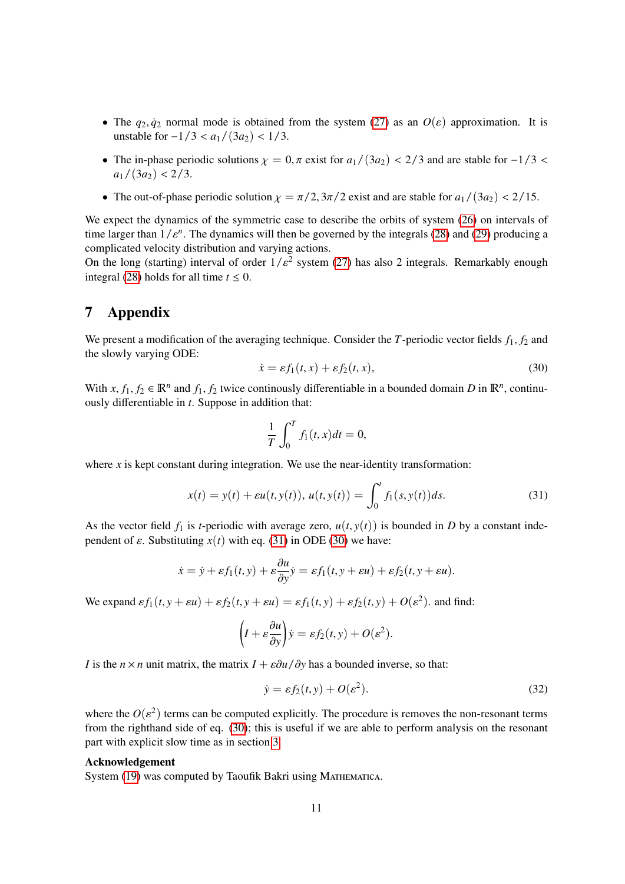- The $q_2, \dot{q}_2$ normal mode is obtained from the system (27) as an $O(\varepsilon)$ approximation. It is unstable for $-1/3 < a_1/(3a_2) < 1/3$.
- The in-phase periodic solutions $\chi = 0, \pi$ exist for $a_1/(3a_2) < 2/3$ and are stable for $-1/3 < a_1/(3a_2) < 2/3$.
- The out-of-phase periodic solution $\chi = \pi/2, 3\pi/2$ exist and are stable for $a_1/(3a_2) < 2/15$.

We expect the dynamics of the symmetric case to describe the orbits of system (26) on intervals of time larger than $1/\varepsilon^n$. The dynamics will then be governed by the integrals (28) and (29) producing a complicated velocity distribution and varying actions.
On the long (starting) interval of order $1/\varepsilon^2$ system (27) has also 2 integrals. Remarkably enough integral (28) holds for all time $t \leq 0$.

# 7 Appendix

We present a modification of the averaging technique. Consider the $T$-periodic vector fields $f_1, f_2$ and the slowly varying ODE:

$$\dot{x} = \varepsilon f_1(t,x) + \varepsilon f_2(t,x), \tag{30}$$

With $x, f_1, f_2 \in \mathbb{R}^n$ and $f_1, f_2$ twice continously differentiable in a bounded domain $D$ in $\mathbb{R}^n$, continuously differentiable in $t$. Suppose in addition that:

$$\frac{1}{T}\int_0^T f_1(t,x)dt = 0,$$

where $x$ is kept constant during integration. We use the near-identity transformation:

$$x(t) = y(t) + \varepsilon u(t, y(t)),\ u(t,y(t)) = \int_0^t f_1(s, y(t))ds. \tag{31}$$

As the vector field $f_1$ is $t$-periodic with average zero, $u(t,y(t))$ is bounded in $D$ by a constant independent of $\varepsilon$. Substituting $x(t)$ with eq. (31) in ODE (30) we have:

$$\dot{x} = \dot{y} + \varepsilon f_1(t,y) + \varepsilon \frac{\partial u}{\partial y}\dot{y} = \varepsilon f_1(t, y+\varepsilon u) + \varepsilon f_2(t, y+\varepsilon u).$$

We expand $\varepsilon f_1(t, y+\varepsilon u) + \varepsilon f_2(t, y+\varepsilon u) = \varepsilon f_1(t,y) + \varepsilon f_2(t,y) + O(\varepsilon^2)$. and find:

$$\left(I + \varepsilon \frac{\partial u}{\partial y}\right)\dot{y} = \varepsilon f_2(t,y) + O(\varepsilon^2).$$

$I$ is the $n \times n$ unit matrix, the matrix $I + \varepsilon \partial u/\partial y$ has a bounded inverse, so that:

$$\dot{y} = \varepsilon f_2(t,y) + O(\varepsilon^2). \tag{32}$$

where the $O(\varepsilon^2)$ terms can be computed explicitly. The procedure is removes the non-resonant terms from the righthand side of eq. (30); this is useful if we are able to perform analysis on the resonant part with explicit slow time as in section 3.

**Acknowledgement**
System (19) was computed by Taoufik Bakri using Mathematica.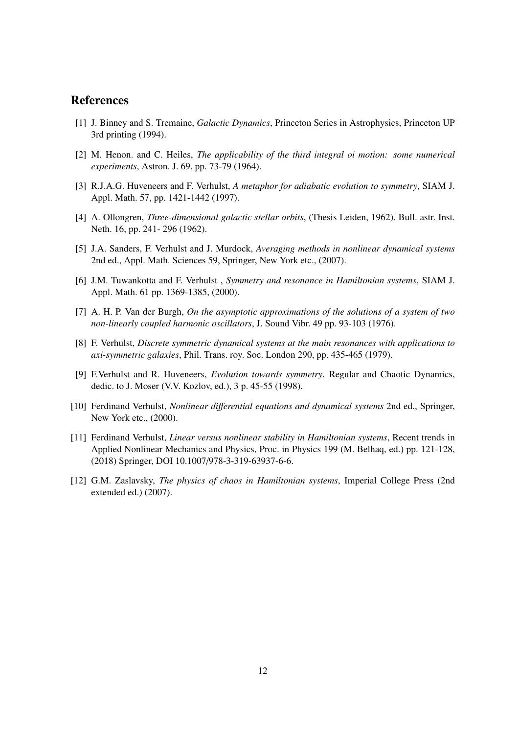## References

[1] J. Binney and S. Tremaine, *Galactic Dynamics*, Princeton Series in Astrophysics, Princeton UP 3rd printing (1994).

[2] M. Henon. and C. Heiles, *The applicability of the third integral oi motion: some numerical experiments*, Astron. J. 69, pp. 73-79 (1964).

[3] R.J.A.G. Huveneers and F. Verhulst, *A metaphor for adiabatic evolution to symmetry*, SIAM J. Appl. Math. 57, pp. 1421-1442 (1997).

[4] A. Ollongren, *Three-dimensional galactic stellar orbits*, (Thesis Leiden, 1962). Bull. astr. Inst. Neth. 16, pp. 241- 296 (1962).

[5] J.A. Sanders, F. Verhulst and J. Murdock, *Averaging methods in nonlinear dynamical systems* 2nd ed., Appl. Math. Sciences 59, Springer, New York etc., (2007).

[6] J.M. Tuwankotta and F. Verhulst , *Symmetry and resonance in Hamiltonian systems*, SIAM J. Appl. Math. 61 pp. 1369-1385, (2000).

[7] A. H. P. Van der Burgh, *On the asymptotic approximations of the solutions of a system of two non-linearly coupled harmonic oscillators*, J. Sound Vibr. 49 pp. 93-103 (1976).

[8] F. Verhulst, *Discrete symmetric dynamical systems at the main resonances with applications to axi-symmetric galaxies*, Phil. Trans. roy. Soc. London 290, pp. 435-465 (1979).

[9] F.Verhulst and R. Huveneers, *Evolution towards symmetry*, Regular and Chaotic Dynamics, dedic. to J. Moser (V.V. Kozlov, ed.), 3 p. 45-55 (1998).

[10] Ferdinand Verhulst, *Nonlinear differential equations and dynamical systems* 2nd ed., Springer, New York etc., (2000).

[11] Ferdinand Verhulst, *Linear versus nonlinear stability in Hamiltonian systems*, Recent trends in Applied Nonlinear Mechanics and Physics, Proc. in Physics 199 (M. Belhaq, ed.) pp. 121-128, (2018) Springer, DOI 10.1007/978-3-319-63937-6-6.

[12] G.M. Zaslavsky, *The physics of chaos in Hamiltonian systems*, Imperial College Press (2nd extended ed.) (2007).